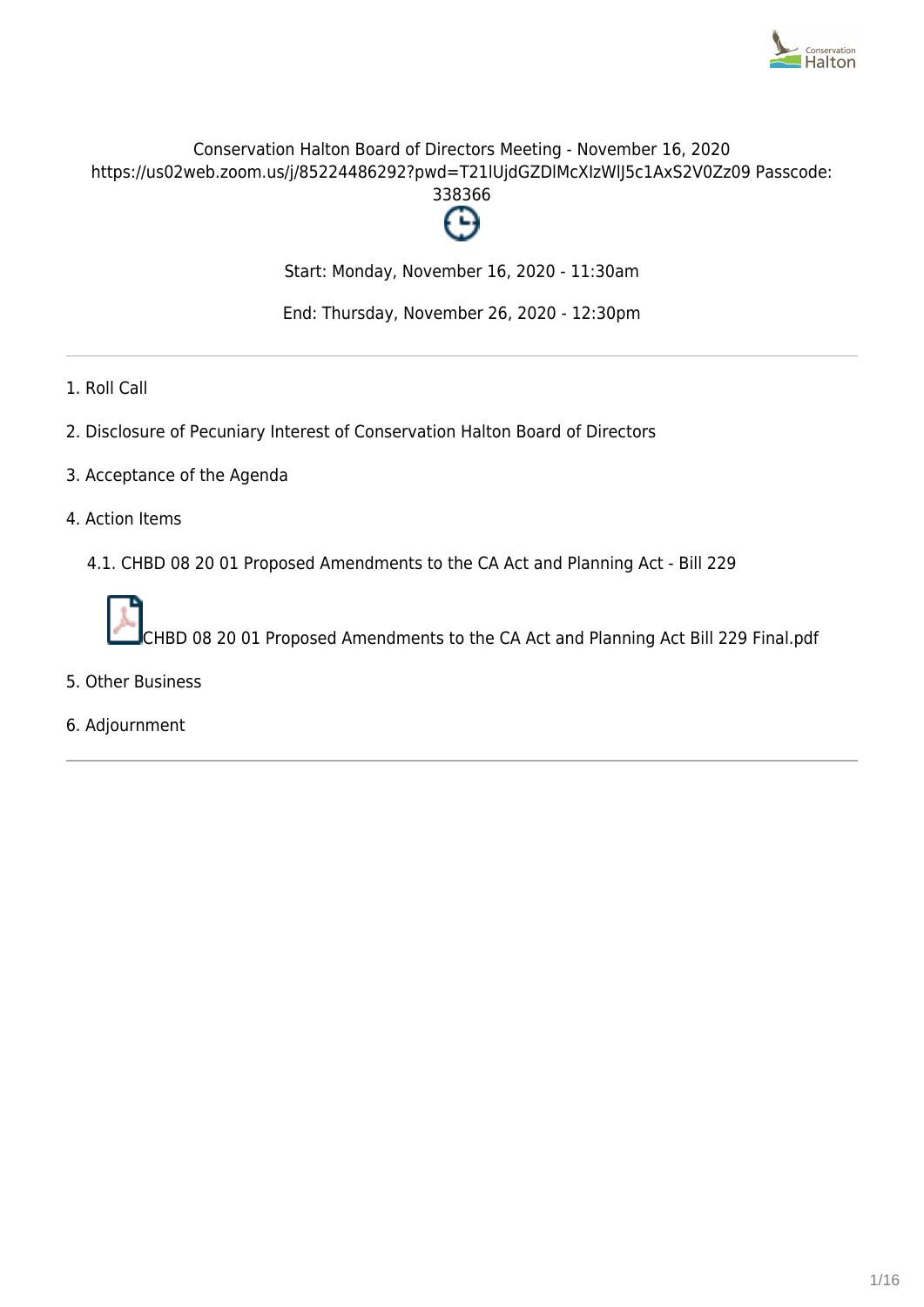Conservation Halton Board of Directors Meeting - November 16, 2020
https://us02web.zoom.us/j/85224486292?pwd=T21lUjdGZDlMcXIzWlJ5c1AxS2V0Zz09 Passcode: 338366

Start: Monday, November 16, 2020 - 11:30am

End: Thursday, November 26, 2020 - 12:30pm

---

1. Roll Call
2. Disclosure of Pecuniary Interest of Conservation Halton Board of Directors
3. Acceptance of the Agenda
4. Action Items
   - 4.1. CHBD 08 20 01 Proposed Amendments to the CA Act and Planning Act - Bill 229

     CHBD 08 20 01 Proposed Amendments to the CA Act and Planning Act Bill 229 Final.pdf
5. Other Business
6. Adjournment

---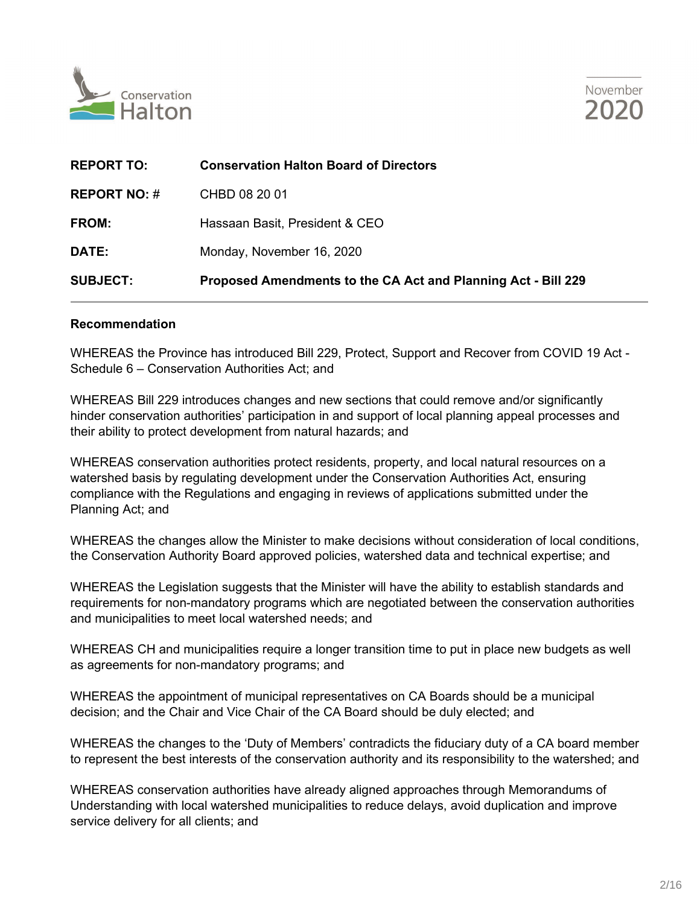| | |
|---|---|
| **REPORT TO:** | **Conservation Halton Board of Directors** |
| **REPORT NO: #** | CHBD 08 20 01 |
| **FROM:** | Hassaan Basit, President & CEO |
| **DATE:** | Monday, November 16, 2020 |
| **SUBJECT:** | **Proposed Amendments to the CA Act and Planning Act - Bill 229** |

**Recommendation**

WHEREAS the Province has introduced Bill 229, Protect, Support and Recover from COVID 19 Act - Schedule 6 – Conservation Authorities Act; and

WHEREAS Bill 229 introduces changes and new sections that could remove and/or significantly hinder conservation authorities' participation in and support of local planning appeal processes and their ability to protect development from natural hazards; and

WHEREAS conservation authorities protect residents, property, and local natural resources on a watershed basis by regulating development under the Conservation Authorities Act, ensuring compliance with the Regulations and engaging in reviews of applications submitted under the Planning Act; and

WHEREAS the changes allow the Minister to make decisions without consideration of local conditions, the Conservation Authority Board approved policies, watershed data and technical expertise; and

WHEREAS the Legislation suggests that the Minister will have the ability to establish standards and requirements for non-mandatory programs which are negotiated between the conservation authorities and municipalities to meet local watershed needs; and

WHEREAS CH and municipalities require a longer transition time to put in place new budgets as well as agreements for non-mandatory programs; and

WHEREAS the appointment of municipal representatives on CA Boards should be a municipal decision; and the Chair and Vice Chair of the CA Board should be duly elected; and

WHEREAS the changes to the 'Duty of Members' contradicts the fiduciary duty of a CA board member to represent the best interests of the conservation authority and its responsibility to the watershed; and

WHEREAS conservation authorities have already aligned approaches through Memorandums of Understanding with local watershed municipalities to reduce delays, avoid duplication and improve service delivery for all clients; and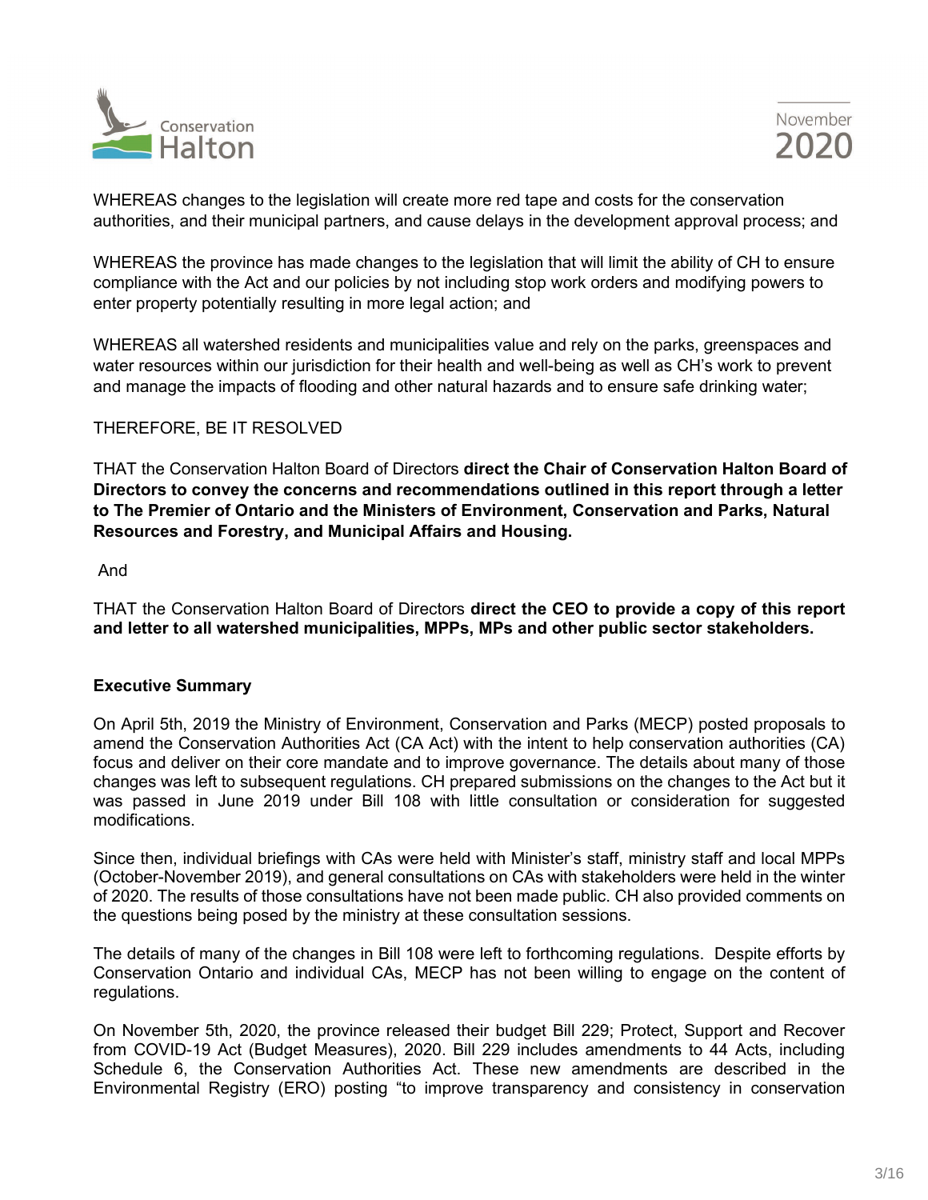WHEREAS changes to the legislation will create more red tape and costs for the conservation authorities, and their municipal partners, and cause delays in the development approval process; and

WHEREAS the province has made changes to the legislation that will limit the ability of CH to ensure compliance with the Act and our policies by not including stop work orders and modifying powers to enter property potentially resulting in more legal action; and

WHEREAS all watershed residents and municipalities value and rely on the parks, greenspaces and water resources within our jurisdiction for their health and well-being as well as CH's work to prevent and manage the impacts of flooding and other natural hazards and to ensure safe drinking water;

THEREFORE, BE IT RESOLVED

THAT the Conservation Halton Board of Directors **direct the Chair of Conservation Halton Board of Directors to convey the concerns and recommendations outlined in this report through a letter to The Premier of Ontario and the Ministers of Environment, Conservation and Parks, Natural Resources and Forestry, and Municipal Affairs and Housing.**

And

THAT the Conservation Halton Board of Directors **direct the CEO to provide a copy of this report and letter to all watershed municipalities, MPPs, MPs and other public sector stakeholders.**

**Executive Summary**

On April 5th, 2019 the Ministry of Environment, Conservation and Parks (MECP) posted proposals to amend the Conservation Authorities Act (CA Act) with the intent to help conservation authorities (CA) focus and deliver on their core mandate and to improve governance. The details about many of those changes was left to subsequent regulations. CH prepared submissions on the changes to the Act but it was passed in June 2019 under Bill 108 with little consultation or consideration for suggested modifications.

Since then, individual briefings with CAs were held with Minister's staff, ministry staff and local MPPs (October-November 2019), and general consultations on CAs with stakeholders were held in the winter of 2020. The results of those consultations have not been made public. CH also provided comments on the questions being posed by the ministry at these consultation sessions.

The details of many of the changes in Bill 108 were left to forthcoming regulations. Despite efforts by Conservation Ontario and individual CAs, MECP has not been willing to engage on the content of regulations.

On November 5th, 2020, the province released their budget Bill 229; Protect, Support and Recover from COVID-19 Act (Budget Measures), 2020. Bill 229 includes amendments to 44 Acts, including Schedule 6, the Conservation Authorities Act. These new amendments are described in the Environmental Registry (ERO) posting "to improve transparency and consistency in conservation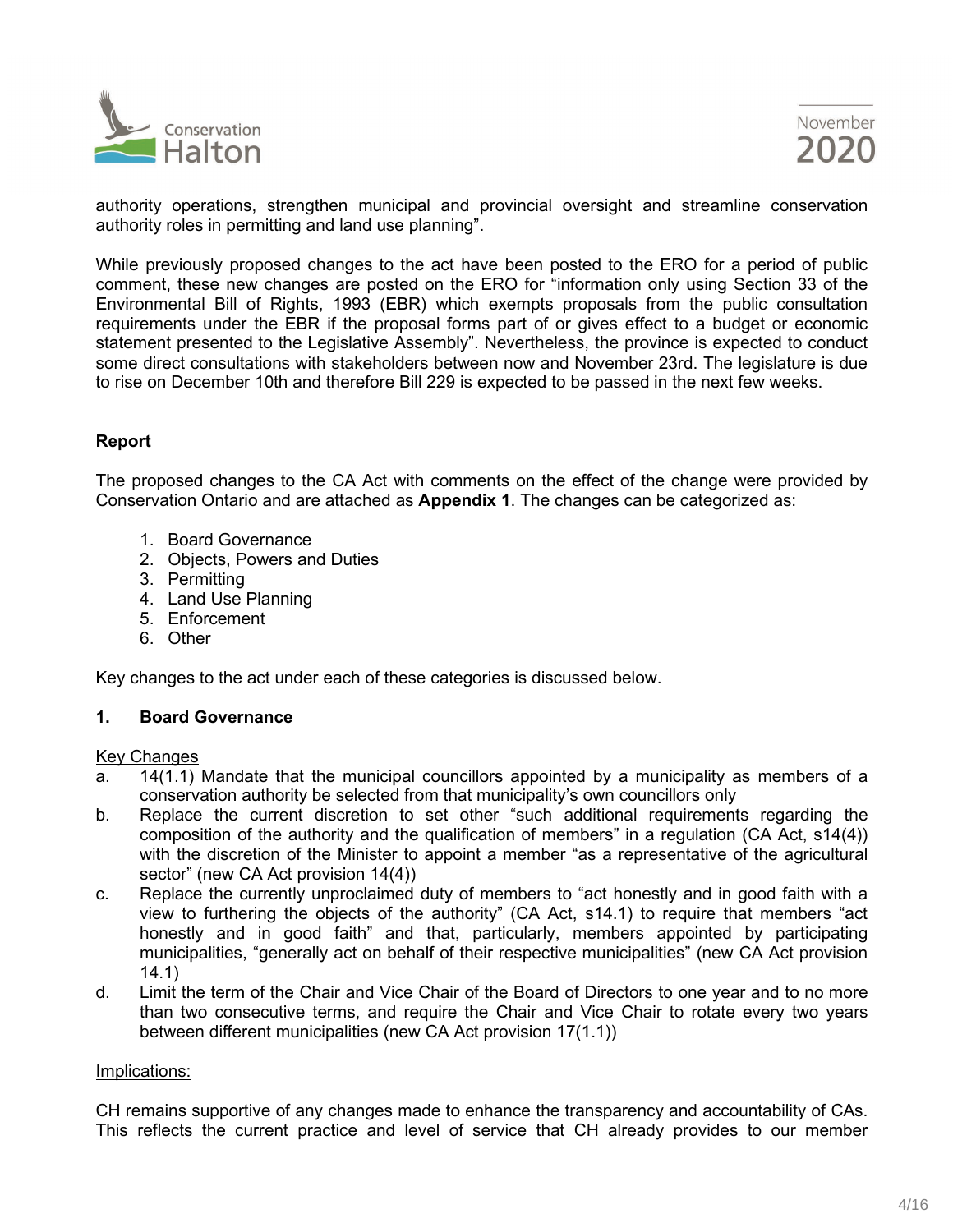authority operations, strengthen municipal and provincial oversight and streamline conservation authority roles in permitting and land use planning".

While previously proposed changes to the act have been posted to the ERO for a period of public comment, these new changes are posted on the ERO for "information only using Section 33 of the Environmental Bill of Rights, 1993 (EBR) which exempts proposals from the public consultation requirements under the EBR if the proposal forms part of or gives effect to a budget or economic statement presented to the Legislative Assembly". Nevertheless, the province is expected to conduct some direct consultations with stakeholders between now and November 23rd. The legislature is due to rise on December 10th and therefore Bill 229 is expected to be passed in the next few weeks.

## Report

The proposed changes to the CA Act with comments on the effect of the change were provided by Conservation Ontario and are attached as **Appendix 1**. The changes can be categorized as:

1. Board Governance
2. Objects, Powers and Duties
3. Permitting
4. Land Use Planning
5. Enforcement
6. Other

Key changes to the act under each of these categories is discussed below.

### 1. Board Governance

Key Changes

a. 14(1.1) Mandate that the municipal councillors appointed by a municipality as members of a conservation authority be selected from that municipality's own councillors only
b. Replace the current discretion to set other "such additional requirements regarding the composition of the authority and the qualification of members" in a regulation (CA Act, s14(4)) with the discretion of the Minister to appoint a member "as a representative of the agricultural sector" (new CA Act provision 14(4))
c. Replace the currently unproclaimed duty of members to "act honestly and in good faith with a view to furthering the objects of the authority" (CA Act, s14.1) to require that members "act honestly and in good faith" and that, particularly, members appointed by participating municipalities, "generally act on behalf of their respective municipalities" (new CA Act provision 14.1)
d. Limit the term of the Chair and Vice Chair of the Board of Directors to one year and to no more than two consecutive terms, and require the Chair and Vice Chair to rotate every two years between different municipalities (new CA Act provision 17(1.1))

Implications:

CH remains supportive of any changes made to enhance the transparency and accountability of CAs. This reflects the current practice and level of service that CH already provides to our member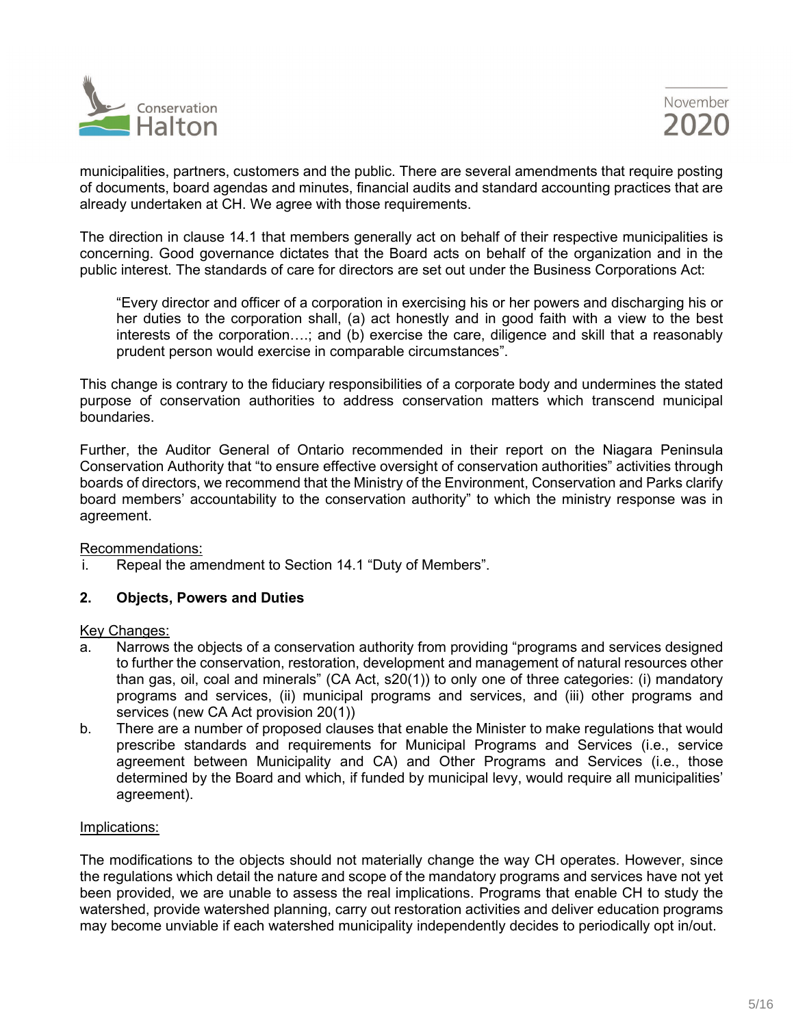municipalities, partners, customers and the public. There are several amendments that require posting of documents, board agendas and minutes, financial audits and standard accounting practices that are already undertaken at CH. We agree with those requirements.

The direction in clause 14.1 that members generally act on behalf of their respective municipalities is concerning. Good governance dictates that the Board acts on behalf of the organization and in the public interest. The standards of care for directors are set out under the Business Corporations Act:

> "Every director and officer of a corporation in exercising his or her powers and discharging his or her duties to the corporation shall, (a) act honestly and in good faith with a view to the best interests of the corporation….; and (b) exercise the care, diligence and skill that a reasonably prudent person would exercise in comparable circumstances".

This change is contrary to the fiduciary responsibilities of a corporate body and undermines the stated purpose of conservation authorities to address conservation matters which transcend municipal boundaries.

Further, the Auditor General of Ontario recommended in their report on the Niagara Peninsula Conservation Authority that "to ensure effective oversight of conservation authorities" activities through boards of directors, we recommend that the Ministry of the Environment, Conservation and Parks clarify board members' accountability to the conservation authority" to which the ministry response was in agreement.

<u>Recommendations:</u>

i. Repeal the amendment to Section 14.1 "Duty of Members".

**2. Objects, Powers and Duties**

<u>Key Changes:</u>

a. Narrows the objects of a conservation authority from providing "programs and services designed to further the conservation, restoration, development and management of natural resources other than gas, oil, coal and minerals" (CA Act, s20(1)) to only one of three categories: (i) mandatory programs and services, (ii) municipal programs and services, and (iii) other programs and services (new CA Act provision 20(1))
b. There are a number of proposed clauses that enable the Minister to make regulations that would prescribe standards and requirements for Municipal Programs and Services (i.e., service agreement between Municipality and CA) and Other Programs and Services (i.e., those determined by the Board and which, if funded by municipal levy, would require all municipalities' agreement).

<u>Implications:</u>

The modifications to the objects should not materially change the way CH operates. However, since the regulations which detail the nature and scope of the mandatory programs and services have not yet been provided, we are unable to assess the real implications. Programs that enable CH to study the watershed, provide watershed planning, carry out restoration activities and deliver education programs may become unviable if each watershed municipality independently decides to periodically opt in/out.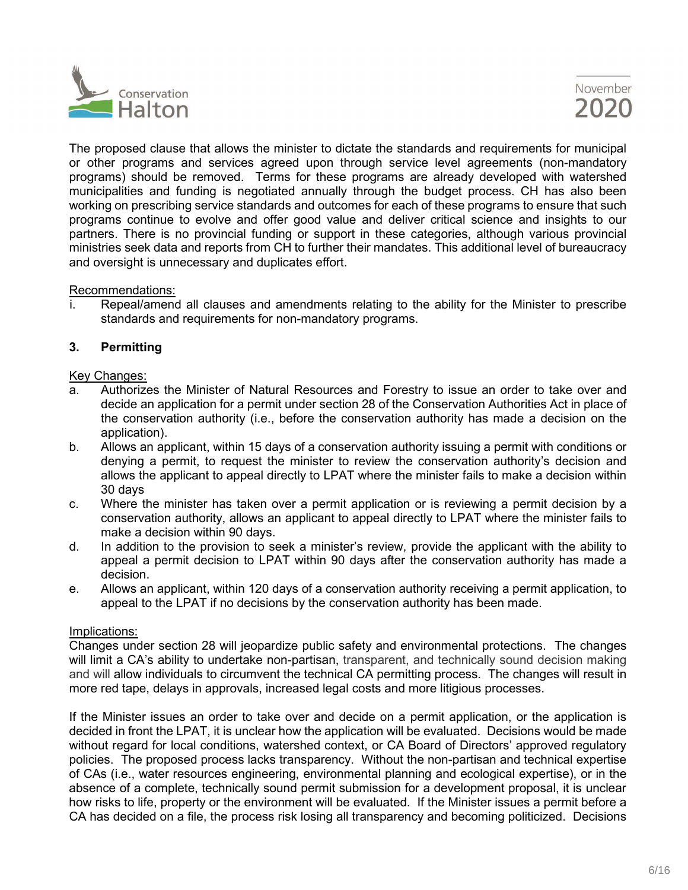The proposed clause that allows the minister to dictate the standards and requirements for municipal or other programs and services agreed upon through service level agreements (non-mandatory programs) should be removed. Terms for these programs are already developed with watershed municipalities and funding is negotiated annually through the budget process. CH has also been working on prescribing service standards and outcomes for each of these programs to ensure that such programs continue to evolve and offer good value and deliver critical science and insights to our partners. There is no provincial funding or support in these categories, although various provincial ministries seek data and reports from CH to further their mandates. This additional level of bureaucracy and oversight is unnecessary and duplicates effort.

<u>Recommendations:</u>

i. Repeal/amend all clauses and amendments relating to the ability for the Minister to prescribe standards and requirements for non-mandatory programs.

### 3. Permitting

<u>Key Changes:</u>

a. Authorizes the Minister of Natural Resources and Forestry to issue an order to take over and decide an application for a permit under section 28 of the Conservation Authorities Act in place of the conservation authority (i.e., before the conservation authority has made a decision on the application).
b. Allows an applicant, within 15 days of a conservation authority issuing a permit with conditions or denying a permit, to request the minister to review the conservation authority's decision and allows the applicant to appeal directly to LPAT where the minister fails to make a decision within 30 days
c. Where the minister has taken over a permit application or is reviewing a permit decision by a conservation authority, allows an applicant to appeal directly to LPAT where the minister fails to make a decision within 90 days.
d. In addition to the provision to seek a minister's review, provide the applicant with the ability to appeal a permit decision to LPAT within 90 days after the conservation authority has made a decision.
e. Allows an applicant, within 120 days of a conservation authority receiving a permit application, to appeal to the LPAT if no decisions by the conservation authority has been made.

<u>Implications:</u>

Changes under section 28 will jeopardize public safety and environmental protections. The changes will limit a CA's ability to undertake non-partisan, transparent, and technically sound decision making and will allow individuals to circumvent the technical CA permitting process. The changes will result in more red tape, delays in approvals, increased legal costs and more litigious processes.

If the Minister issues an order to take over and decide on a permit application, or the application is decided in front the LPAT, it is unclear how the application will be evaluated. Decisions would be made without regard for local conditions, watershed context, or CA Board of Directors' approved regulatory policies. The proposed process lacks transparency. Without the non-partisan and technical expertise of CAs (i.e., water resources engineering, environmental planning and ecological expertise), or in the absence of a complete, technically sound permit submission for a development proposal, it is unclear how risks to life, property or the environment will be evaluated. If the Minister issues a permit before a CA has decided on a file, the process risk losing all transparency and becoming politicized. Decisions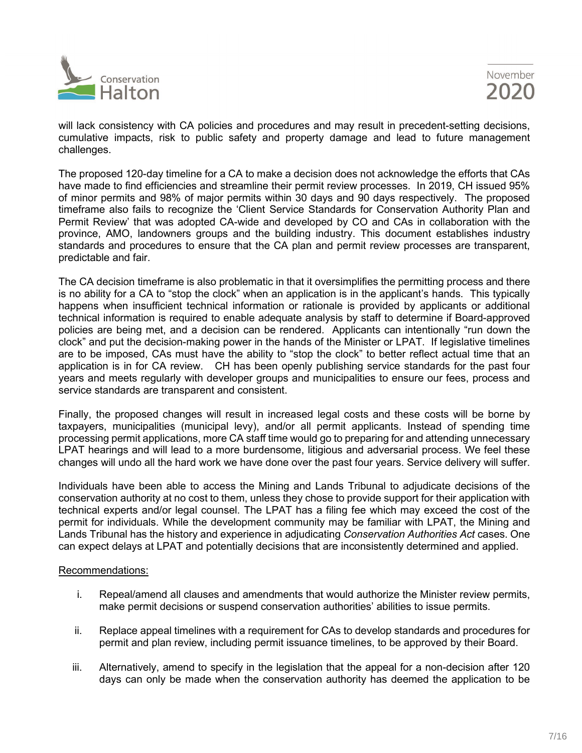will lack consistency with CA policies and procedures and may result in precedent-setting decisions, cumulative impacts, risk to public safety and property damage and lead to future management challenges.

The proposed 120-day timeline for a CA to make a decision does not acknowledge the efforts that CAs have made to find efficiencies and streamline their permit review processes. In 2019, CH issued 95% of minor permits and 98% of major permits within 30 days and 90 days respectively. The proposed timeframe also fails to recognize the 'Client Service Standards for Conservation Authority Plan and Permit Review' that was adopted CA-wide and developed by CO and CAs in collaboration with the province, AMO, landowners groups and the building industry. This document establishes industry standards and procedures to ensure that the CA plan and permit review processes are transparent, predictable and fair.

The CA decision timeframe is also problematic in that it oversimplifies the permitting process and there is no ability for a CA to "stop the clock" when an application is in the applicant's hands. This typically happens when insufficient technical information or rationale is provided by applicants or additional technical information is required to enable adequate analysis by staff to determine if Board-approved policies are being met, and a decision can be rendered. Applicants can intentionally "run down the clock" and put the decision-making power in the hands of the Minister or LPAT. If legislative timelines are to be imposed, CAs must have the ability to "stop the clock" to better reflect actual time that an application is in for CA review. CH has been openly publishing service standards for the past four years and meets regularly with developer groups and municipalities to ensure our fees, process and service standards are transparent and consistent.

Finally, the proposed changes will result in increased legal costs and these costs will be borne by taxpayers, municipalities (municipal levy), and/or all permit applicants. Instead of spending time processing permit applications, more CA staff time would go to preparing for and attending unnecessary LPAT hearings and will lead to a more burdensome, litigious and adversarial process. We feel these changes will undo all the hard work we have done over the past four years. Service delivery will suffer.

Individuals have been able to access the Mining and Lands Tribunal to adjudicate decisions of the conservation authority at no cost to them, unless they chose to provide support for their application with technical experts and/or legal counsel. The LPAT has a filing fee which may exceed the cost of the permit for individuals. While the development community may be familiar with LPAT, the Mining and Lands Tribunal has the history and experience in adjudicating *Conservation Authorities Act* cases. One can expect delays at LPAT and potentially decisions that are inconsistently determined and applied.

<u>Recommendations:</u>

i. Repeal/amend all clauses and amendments that would authorize the Minister review permits, make permit decisions or suspend conservation authorities' abilities to issue permits.

ii. Replace appeal timelines with a requirement for CAs to develop standards and procedures for permit and plan review, including permit issuance timelines, to be approved by their Board.

iii. Alternatively, amend to specify in the legislation that the appeal for a non-decision after 120 days can only be made when the conservation authority has deemed the application to be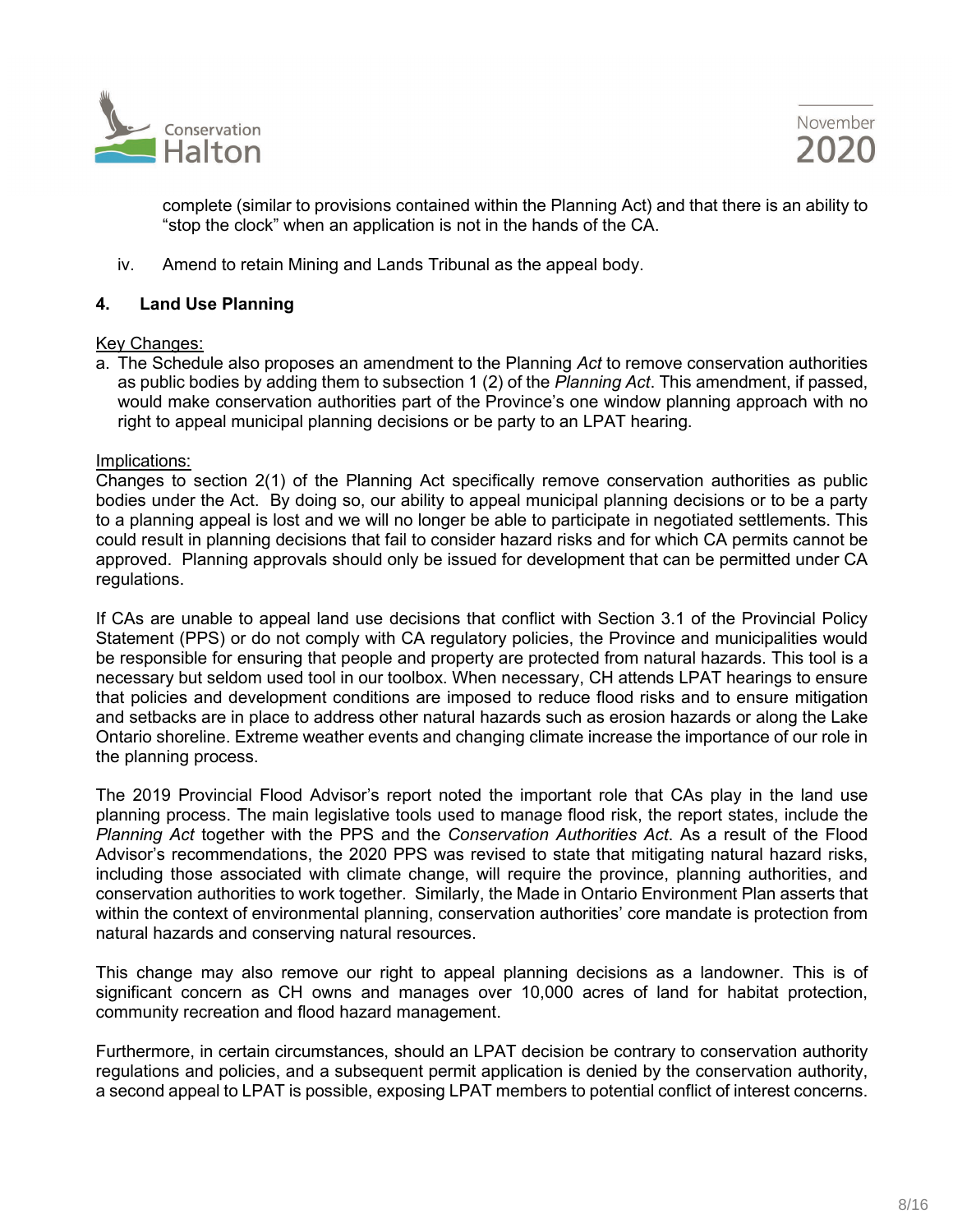complete (similar to provisions contained within the Planning Act) and that there is an ability to "stop the clock" when an application is not in the hands of the CA.

iv. Amend to retain Mining and Lands Tribunal as the appeal body.

## 4. Land Use Planning

Key Changes:

a. The Schedule also proposes an amendment to the Planning *Act* to remove conservation authorities as public bodies by adding them to subsection 1 (2) of the *Planning Act*. This amendment, if passed, would make conservation authorities part of the Province's one window planning approach with no right to appeal municipal planning decisions or be party to an LPAT hearing.

Implications:

Changes to section 2(1) of the Planning Act specifically remove conservation authorities as public bodies under the Act. By doing so, our ability to appeal municipal planning decisions or to be a party to a planning appeal is lost and we will no longer be able to participate in negotiated settlements. This could result in planning decisions that fail to consider hazard risks and for which CA permits cannot be approved. Planning approvals should only be issued for development that can be permitted under CA regulations.

If CAs are unable to appeal land use decisions that conflict with Section 3.1 of the Provincial Policy Statement (PPS) or do not comply with CA regulatory policies, the Province and municipalities would be responsible for ensuring that people and property are protected from natural hazards. This tool is a necessary but seldom used tool in our toolbox. When necessary, CH attends LPAT hearings to ensure that policies and development conditions are imposed to reduce flood risks and to ensure mitigation and setbacks are in place to address other natural hazards such as erosion hazards or along the Lake Ontario shoreline. Extreme weather events and changing climate increase the importance of our role in the planning process.

The 2019 Provincial Flood Advisor's report noted the important role that CAs play in the land use planning process. The main legislative tools used to manage flood risk, the report states, include the *Planning Act* together with the PPS and the *Conservation Authorities Act*. As a result of the Flood Advisor's recommendations, the 2020 PPS was revised to state that mitigating natural hazard risks, including those associated with climate change, will require the province, planning authorities, and conservation authorities to work together. Similarly, the Made in Ontario Environment Plan asserts that within the context of environmental planning, conservation authorities' core mandate is protection from natural hazards and conserving natural resources.

This change may also remove our right to appeal planning decisions as a landowner. This is of significant concern as CH owns and manages over 10,000 acres of land for habitat protection, community recreation and flood hazard management.

Furthermore, in certain circumstances, should an LPAT decision be contrary to conservation authority regulations and policies, and a subsequent permit application is denied by the conservation authority, a second appeal to LPAT is possible, exposing LPAT members to potential conflict of interest concerns.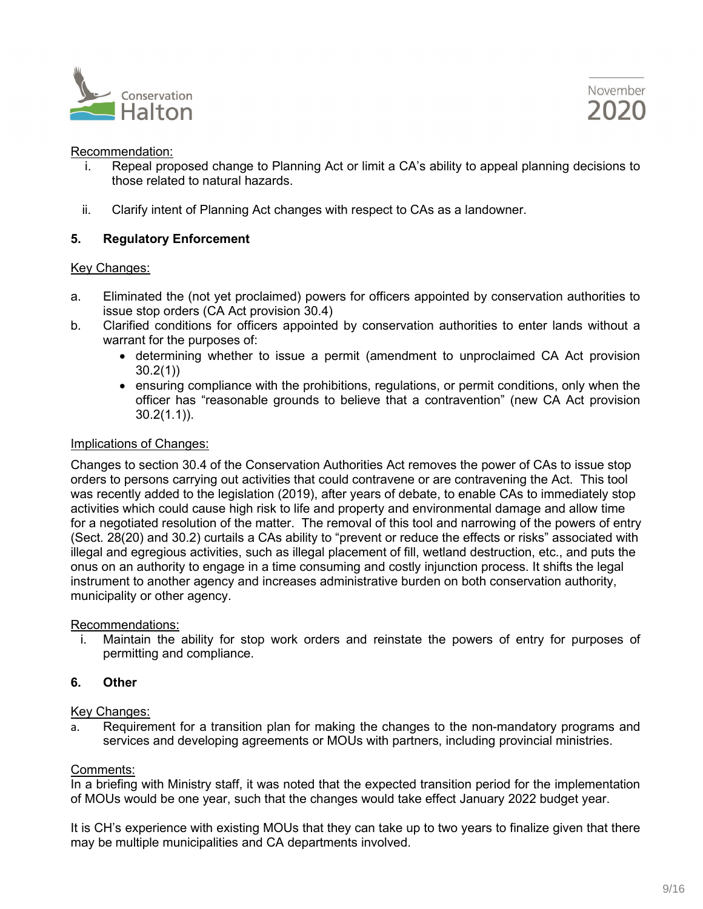Recommendation:

i. Repeal proposed change to Planning Act or limit a CA's ability to appeal planning decisions to those related to natural hazards.

ii. Clarify intent of Planning Act changes with respect to CAs as a landowner.

## 5. Regulatory Enforcement

Key Changes:

a. Eliminated the (not yet proclaimed) powers for officers appointed by conservation authorities to issue stop orders (CA Act provision 30.4)

b. Clarified conditions for officers appointed by conservation authorities to enter lands without a warrant for the purposes of:
   - determining whether to issue a permit (amendment to unproclaimed CA Act provision 30.2(1))
   - ensuring compliance with the prohibitions, regulations, or permit conditions, only when the officer has "reasonable grounds to believe that a contravention" (new CA Act provision 30.2(1.1)).

Implications of Changes:

Changes to section 30.4 of the Conservation Authorities Act removes the power of CAs to issue stop orders to persons carrying out activities that could contravene or are contravening the Act. This tool was recently added to the legislation (2019), after years of debate, to enable CAs to immediately stop activities which could cause high risk to life and property and environmental damage and allow time for a negotiated resolution of the matter. The removal of this tool and narrowing of the powers of entry (Sect. 28(20) and 30.2) curtails a CAs ability to "prevent or reduce the effects or risks" associated with illegal and egregious activities, such as illegal placement of fill, wetland destruction, etc., and puts the onus on an authority to engage in a time consuming and costly injunction process. It shifts the legal instrument to another agency and increases administrative burden on both conservation authority, municipality or other agency.

Recommendations:

i. Maintain the ability for stop work orders and reinstate the powers of entry for purposes of permitting and compliance.

## 6. Other

Key Changes:

a. Requirement for a transition plan for making the changes to the non-mandatory programs and services and developing agreements or MOUs with partners, including provincial ministries.

Comments:

In a briefing with Ministry staff, it was noted that the expected transition period for the implementation of MOUs would be one year, such that the changes would take effect January 2022 budget year.

It is CH's experience with existing MOUs that they can take up to two years to finalize given that there may be multiple municipalities and CA departments involved.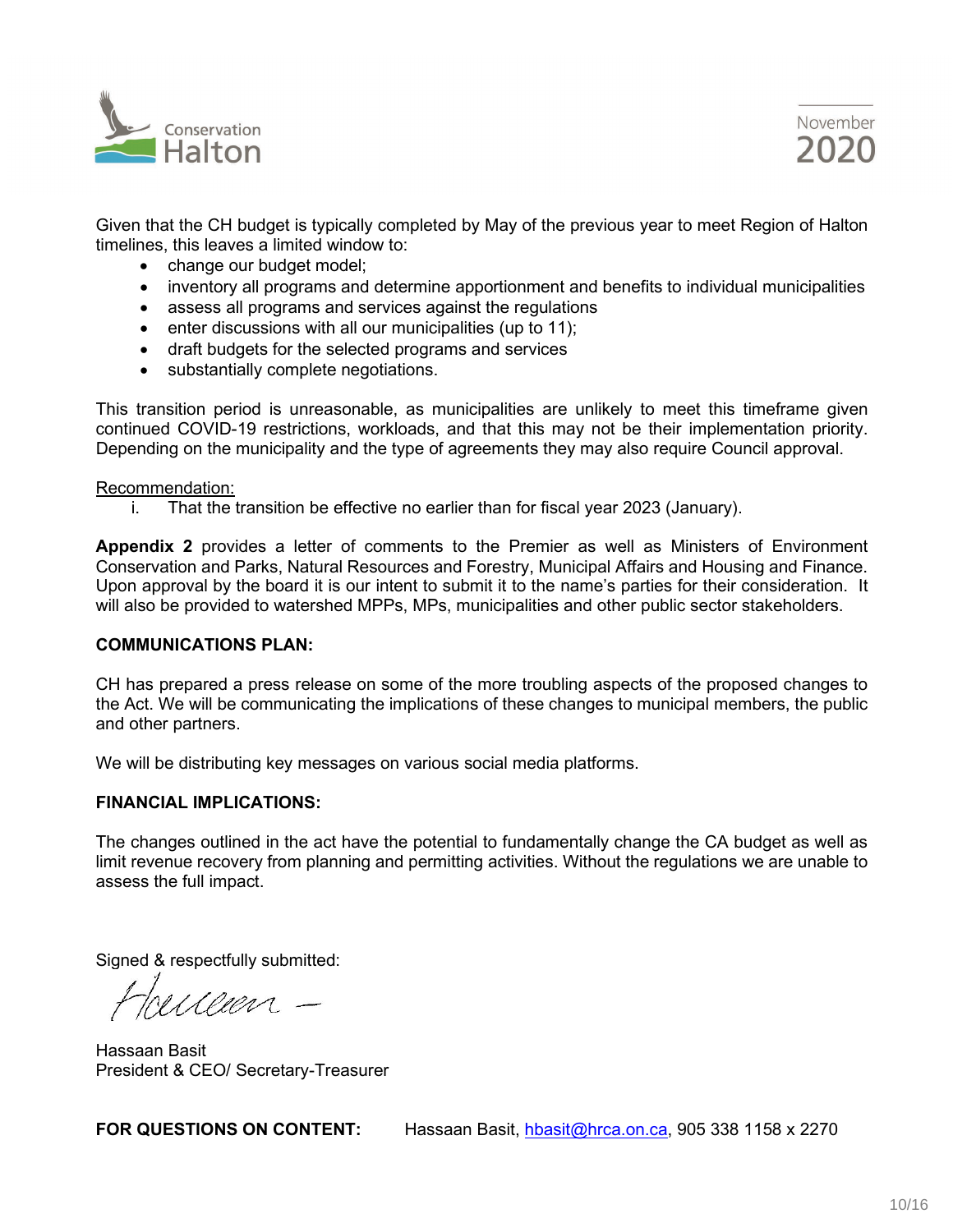Given that the CH budget is typically completed by May of the previous year to meet Region of Halton timelines, this leaves a limited window to:

- change our budget model;
- inventory all programs and determine apportionment and benefits to individual municipalities
- assess all programs and services against the regulations
- enter discussions with all our municipalities (up to 11);
- draft budgets for the selected programs and services
- substantially complete negotiations.

This transition period is unreasonable, as municipalities are unlikely to meet this timeframe given continued COVID-19 restrictions, workloads, and that this may not be their implementation priority. Depending on the municipality and the type of agreements they may also require Council approval.

Recommendation:

i. That the transition be effective no earlier than for fiscal year 2023 (January).

**Appendix 2** provides a letter of comments to the Premier as well as Ministers of Environment Conservation and Parks, Natural Resources and Forestry, Municipal Affairs and Housing and Finance. Upon approval by the board it is our intent to submit it to the name's parties for their consideration. It will also be provided to watershed MPPs, MPs, municipalities and other public sector stakeholders.

**COMMUNICATIONS PLAN:**

CH has prepared a press release on some of the more troubling aspects of the proposed changes to the Act. We will be communicating the implications of these changes to municipal members, the public and other partners.

We will be distributing key messages on various social media platforms.

**FINANCIAL IMPLICATIONS:**

The changes outlined in the act have the potential to fundamentally change the CA budget as well as limit revenue recovery from planning and permitting activities. Without the regulations we are unable to assess the full impact.

Signed & respectfully submitted:

Hassaan Basit
President & CEO/ Secretary-Treasurer

**FOR QUESTIONS ON CONTENT:** Hassaan Basit, hbasit@hrca.on.ca, 905 338 1158 x 2270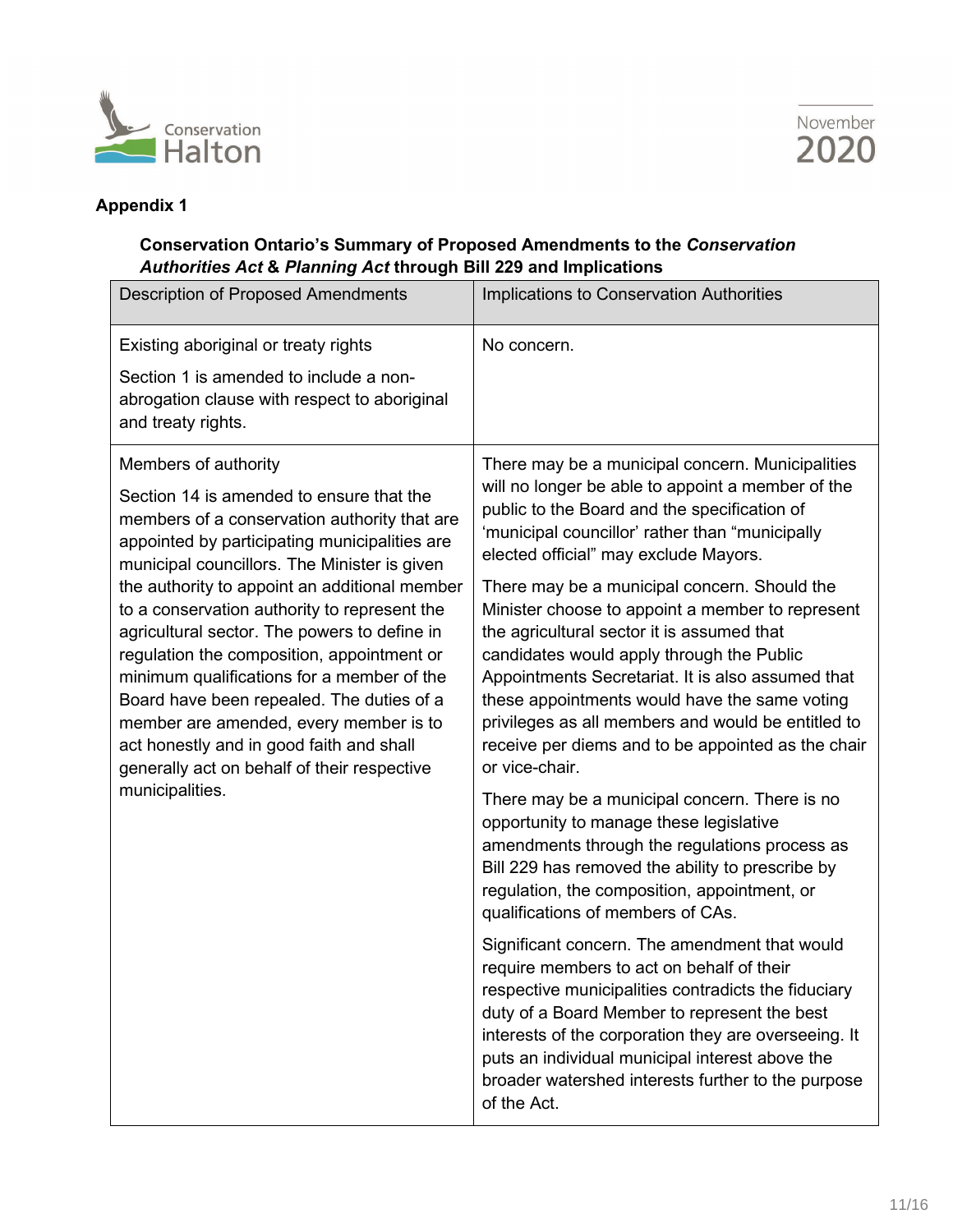**Appendix 1**

**Conservation Ontario's Summary of Proposed Amendments to the *Conservation Authorities Act* & *Planning Act* through Bill 229 and Implications**

| Description of Proposed Amendments | Implications to Conservation Authorities |
|---|---|
| Existing aboriginal or treaty rights<br><br>Section 1 is amended to include a non-abrogation clause with respect to aboriginal and treaty rights. | No concern. |
| Members of authority<br><br>Section 14 is amended to ensure that the members of a conservation authority that are appointed by participating municipalities are municipal councillors. The Minister is given the authority to appoint an additional member to a conservation authority to represent the agricultural sector. The powers to define in regulation the composition, appointment or minimum qualifications for a member of the Board have been repealed. The duties of a member are amended, every member is to act honestly and in good faith and shall generally act on behalf of their respective municipalities. | There may be a municipal concern. Municipalities will no longer be able to appoint a member of the public to the Board and the specification of 'municipal councillor' rather than "municipally elected official" may exclude Mayors.<br><br>There may be a municipal concern. Should the Minister choose to appoint a member to represent the agricultural sector it is assumed that candidates would apply through the Public Appointments Secretariat. It is also assumed that these appointments would have the same voting privileges as all members and would be entitled to receive per diems and to be appointed as the chair or vice-chair.<br><br>There may be a municipal concern. There is no opportunity to manage these legislative amendments through the regulations process as Bill 229 has removed the ability to prescribe by regulation, the composition, appointment, or qualifications of members of CAs.<br><br>Significant concern. The amendment that would require members to act on behalf of their respective municipalities contradicts the fiduciary duty of a Board Member to represent the best interests of the corporation they are overseeing. It puts an individual municipal interest above the broader watershed interests further to the purpose of the Act. |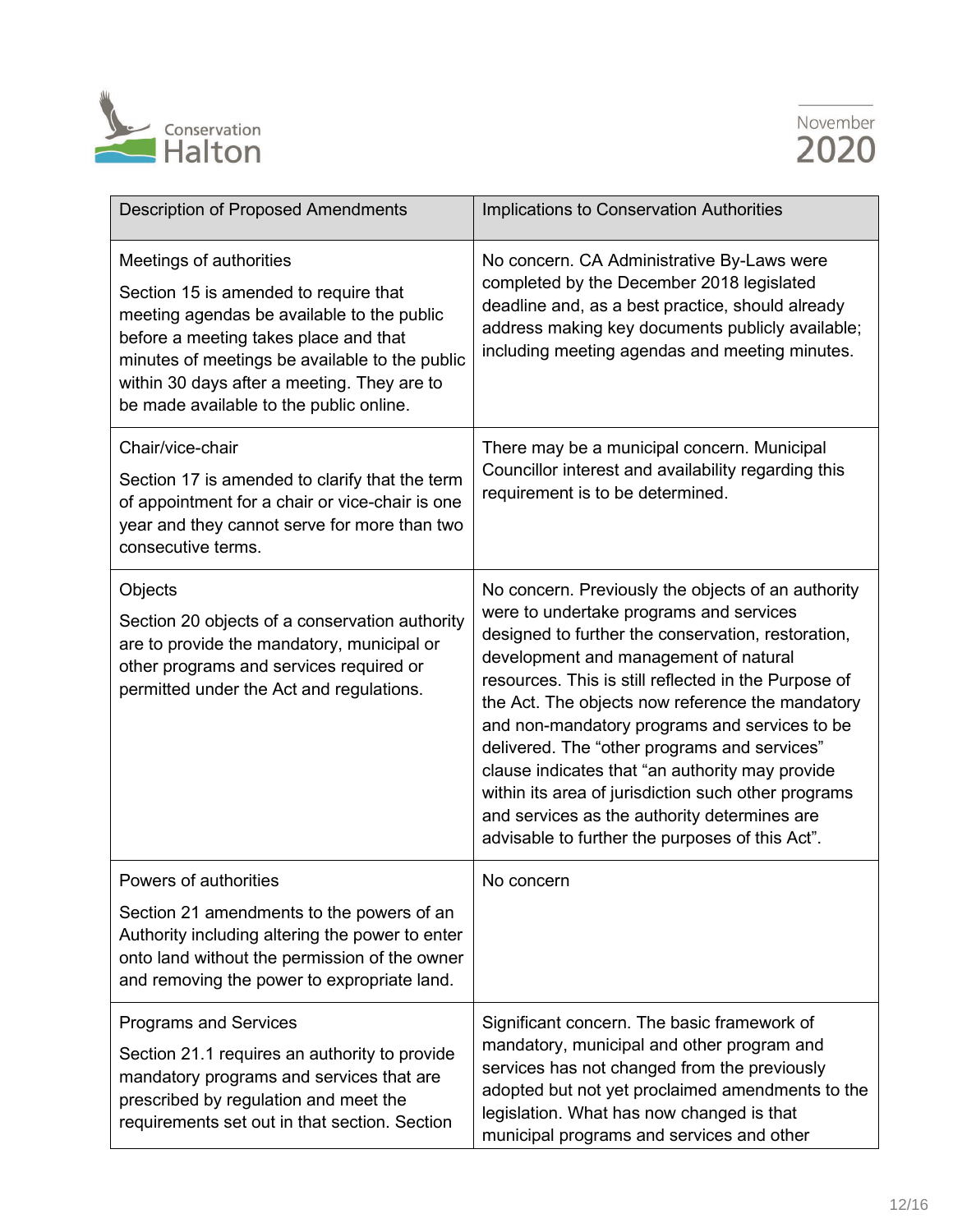| Description of Proposed Amendments | Implications to Conservation Authorities |
|---|---|
| Meetings of authorities<br><br>Section 15 is amended to require that meeting agendas be available to the public before a meeting takes place and that minutes of meetings be available to the public within 30 days after a meeting. They are to be made available to the public online. | No concern. CA Administrative By-Laws were completed by the December 2018 legislated deadline and, as a best practice, should already address making key documents publicly available; including meeting agendas and meeting minutes. |
| Chair/vice-chair<br><br>Section 17 is amended to clarify that the term of appointment for a chair or vice-chair is one year and they cannot serve for more than two consecutive terms. | There may be a municipal concern. Municipal Councillor interest and availability regarding this requirement is to be determined. |
| Objects<br><br>Section 20 objects of a conservation authority are to provide the mandatory, municipal or other programs and services required or permitted under the Act and regulations. | No concern. Previously the objects of an authority were to undertake programs and services designed to further the conservation, restoration, development and management of natural resources. This is still reflected in the Purpose of the Act. The objects now reference the mandatory and non-mandatory programs and services to be delivered. The "other programs and services" clause indicates that "an authority may provide within its area of jurisdiction such other programs and services as the authority determines are advisable to further the purposes of this Act". |
| Powers of authorities<br><br>Section 21 amendments to the powers of an Authority including altering the power to enter onto land without the permission of the owner and removing the power to expropriate land. | No concern |
| Programs and Services<br><br>Section 21.1 requires an authority to provide mandatory programs and services that are prescribed by regulation and meet the requirements set out in that section. Section | Significant concern. The basic framework of mandatory, municipal and other program and services has not changed from the previously adopted but not yet proclaimed amendments to the legislation. What has now changed is that municipal programs and services and other |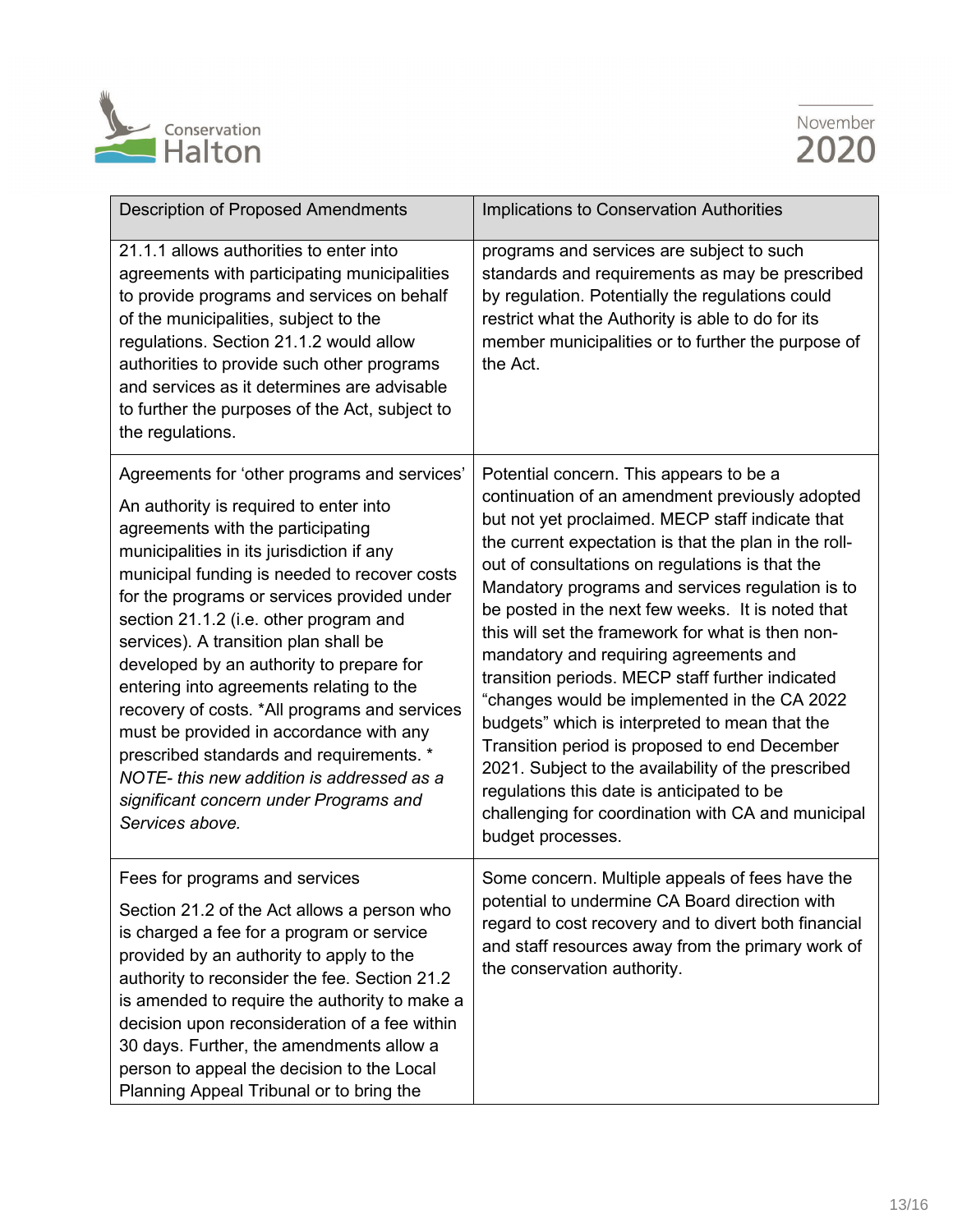| Description of Proposed Amendments | Implications to Conservation Authorities |
|---|---|
| 21.1.1 allows authorities to enter into agreements with participating municipalities to provide programs and services on behalf of the municipalities, subject to the regulations. Section 21.1.2 would allow authorities to provide such other programs and services as it determines are advisable to further the purposes of the Act, subject to the regulations. | programs and services are subject to such standards and requirements as may be prescribed by regulation. Potentially the regulations could restrict what the Authority is able to do for its member municipalities or to further the purpose of the Act. |
| Agreements for 'other programs and services'<br><br>An authority is required to enter into agreements with the participating municipalities in its jurisdiction if any municipal funding is needed to recover costs for the programs or services provided under section 21.1.2 (i.e. other program and services). A transition plan shall be developed by an authority to prepare for entering into agreements relating to the recovery of costs. *All programs and services must be provided in accordance with any prescribed standards and requirements. * *NOTE- this new addition is addressed as a significant concern under Programs and Services above.* | Potential concern. This appears to be a continuation of an amendment previously adopted but not yet proclaimed. MECP staff indicate that the current expectation is that the plan in the roll-out of consultations on regulations is that the Mandatory programs and services regulation is to be posted in the next few weeks. It is noted that this will set the framework for what is then non-mandatory and requiring agreements and transition periods. MECP staff further indicated "changes would be implemented in the CA 2022 budgets" which is interpreted to mean that the Transition period is proposed to end December 2021. Subject to the availability of the prescribed regulations this date is anticipated to be challenging for coordination with CA and municipal budget processes. |
| Fees for programs and services<br><br>Section 21.2 of the Act allows a person who is charged a fee for a program or service provided by an authority to apply to the authority to reconsider the fee. Section 21.2 is amended to require the authority to make a decision upon reconsideration of a fee within 30 days. Further, the amendments allow a person to appeal the decision to the Local Planning Appeal Tribunal or to bring the | Some concern. Multiple appeals of fees have the potential to undermine CA Board direction with regard to cost recovery and to divert both financial and staff resources away from the primary work of the conservation authority. |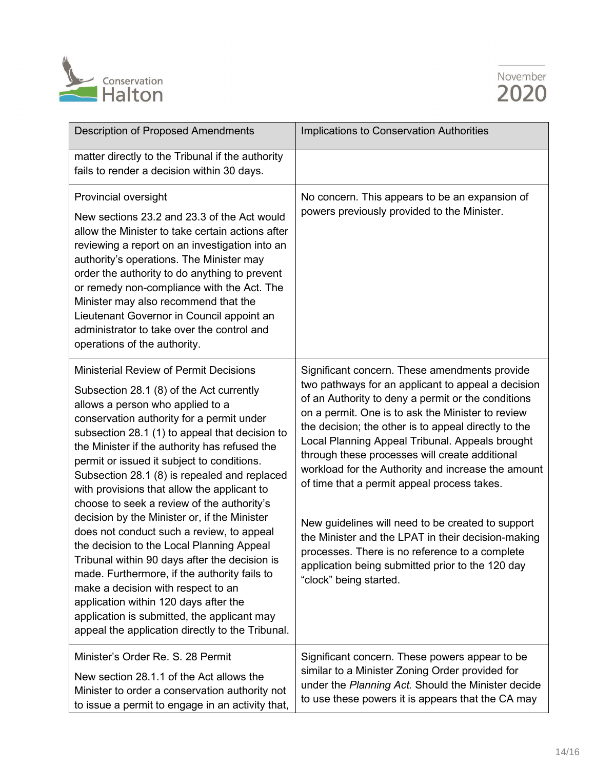| Description of Proposed Amendments | Implications to Conservation Authorities |
|---|---|
| matter directly to the Tribunal if the authority fails to render a decision within 30 days. | |
| Provincial oversight<br><br>New sections 23.2 and 23.3 of the Act would allow the Minister to take certain actions after reviewing a report on an investigation into an authority's operations. The Minister may order the authority to do anything to prevent or remedy non-compliance with the Act. The Minister may also recommend that the Lieutenant Governor in Council appoint an administrator to take over the control and operations of the authority. | No concern. This appears to be an expansion of powers previously provided to the Minister. |
| Ministerial Review of Permit Decisions<br><br>Subsection 28.1 (8) of the Act currently allows a person who applied to a conservation authority for a permit under subsection 28.1 (1) to appeal that decision to the Minister if the authority has refused the permit or issued it subject to conditions. Subsection 28.1 (8) is repealed and replaced with provisions that allow the applicant to choose to seek a review of the authority's decision by the Minister or, if the Minister does not conduct such a review, to appeal the decision to the Local Planning Appeal Tribunal within 90 days after the decision is made. Furthermore, if the authority fails to make a decision with respect to an application within 120 days after the application is submitted, the applicant may appeal the application directly to the Tribunal. | Significant concern. These amendments provide two pathways for an applicant to appeal a decision of an Authority to deny a permit or the conditions on a permit. One is to ask the Minister to review the decision; the other is to appeal directly to the Local Planning Appeal Tribunal. Appeals brought through these processes will create additional workload for the Authority and increase the amount of time that a permit appeal process takes.<br><br>New guidelines will need to be created to support the Minister and the LPAT in their decision-making processes. There is no reference to a complete application being submitted prior to the 120 day "clock" being started. |
| Minister's Order Re. S. 28 Permit<br><br>New section 28.1.1 of the Act allows the Minister to order a conservation authority not to issue a permit to engage in an activity that, | Significant concern. These powers appear to be similar to a Minister Zoning Order provided for under the *Planning Act.* Should the Minister decide to use these powers it is appears that the CA may |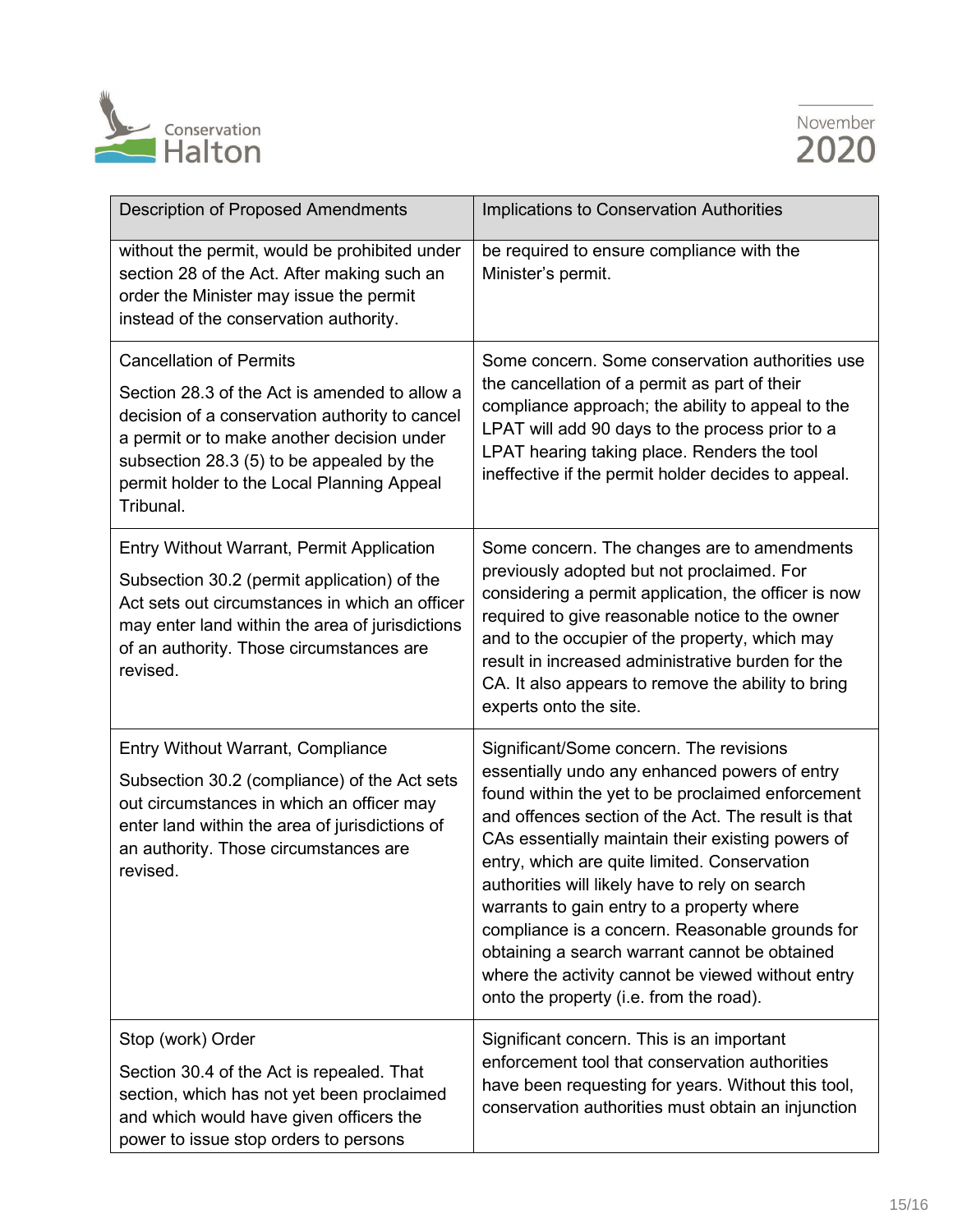| Description of Proposed Amendments | Implications to Conservation Authorities |
| --- | --- |
| without the permit, would be prohibited under section 28 of the Act. After making such an order the Minister may issue the permit instead of the conservation authority. | be required to ensure compliance with the Minister's permit. |
| Cancellation of Permits<br><br>Section 28.3 of the Act is amended to allow a decision of a conservation authority to cancel a permit or to make another decision under subsection 28.3 (5) to be appealed by the permit holder to the Local Planning Appeal Tribunal. | Some concern. Some conservation authorities use the cancellation of a permit as part of their compliance approach; the ability to appeal to the LPAT will add 90 days to the process prior to a LPAT hearing taking place. Renders the tool ineffective if the permit holder decides to appeal. |
| Entry Without Warrant, Permit Application<br><br>Subsection 30.2 (permit application) of the Act sets out circumstances in which an officer may enter land within the area of jurisdictions of an authority. Those circumstances are revised. | Some concern. The changes are to amendments previously adopted but not proclaimed. For considering a permit application, the officer is now required to give reasonable notice to the owner and to the occupier of the property, which may result in increased administrative burden for the CA. It also appears to remove the ability to bring experts onto the site. |
| Entry Without Warrant, Compliance<br><br>Subsection 30.2 (compliance) of the Act sets out circumstances in which an officer may enter land within the area of jurisdictions of an authority. Those circumstances are revised. | Significant/Some concern. The revisions essentially undo any enhanced powers of entry found within the yet to be proclaimed enforcement and offences section of the Act. The result is that CAs essentially maintain their existing powers of entry, which are quite limited. Conservation authorities will likely have to rely on search warrants to gain entry to a property where compliance is a concern. Reasonable grounds for obtaining a search warrant cannot be obtained where the activity cannot be viewed without entry onto the property (i.e. from the road). |
| Stop (work) Order<br><br>Section 30.4 of the Act is repealed. That section, which has not yet been proclaimed and which would have given officers the power to issue stop orders to persons | Significant concern. This is an important enforcement tool that conservation authorities have been requesting for years. Without this tool, conservation authorities must obtain an injunction |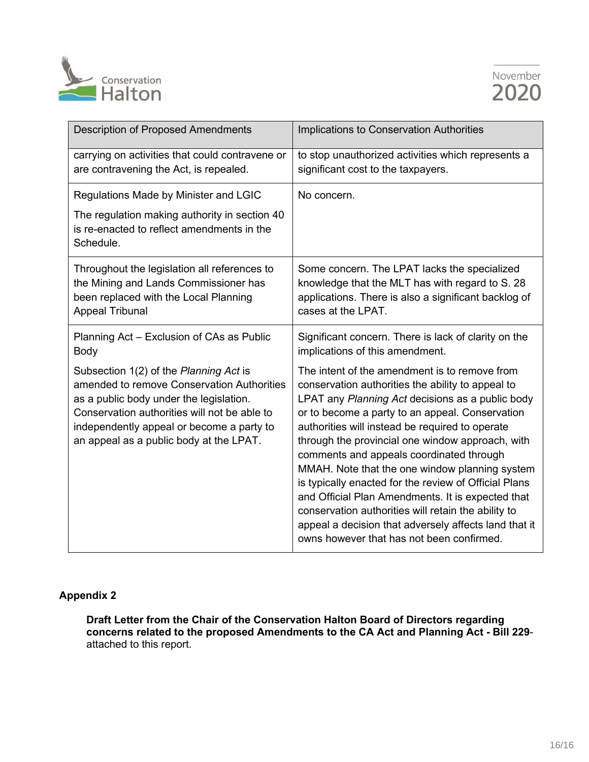| Description of Proposed Amendments | Implications to Conservation Authorities |
| --- | --- |
| carrying on activities that could contravene or are contravening the Act, is repealed. | to stop unauthorized activities which represents a significant cost to the taxpayers. |
| Regulations Made by Minister and LGIC<br><br>The regulation making authority in section 40 is re-enacted to reflect amendments in the Schedule. | No concern. |
| Throughout the legislation all references to the Mining and Lands Commissioner has been replaced with the Local Planning Appeal Tribunal | Some concern. The LPAT lacks the specialized knowledge that the MLT has with regard to S. 28 applications. There is also a significant backlog of cases at the LPAT. |
| Planning Act – Exclusion of CAs as Public Body<br><br>Subsection 1(2) of the *Planning Act* is amended to remove Conservation Authorities as a public body under the legislation. Conservation authorities will not be able to independently appeal or become a party to an appeal as a public body at the LPAT. | Significant concern. There is lack of clarity on the implications of this amendment.<br><br>The intent of the amendment is to remove from conservation authorities the ability to appeal to LPAT any *Planning Act* decisions as a public body or to become a party to an appeal. Conservation authorities will instead be required to operate through the provincial one window approach, with comments and appeals coordinated through MMAH. Note that the one window planning system is typically enacted for the review of Official Plans and Official Plan Amendments. It is expected that conservation authorities will retain the ability to appeal a decision that adversely affects land that it owns however that has not been confirmed. |

**Appendix 2**

**Draft Letter from the Chair of the Conservation Halton Board of Directors regarding concerns related to the proposed Amendments to the CA Act and Planning Act - Bill 229**- attached to this report.